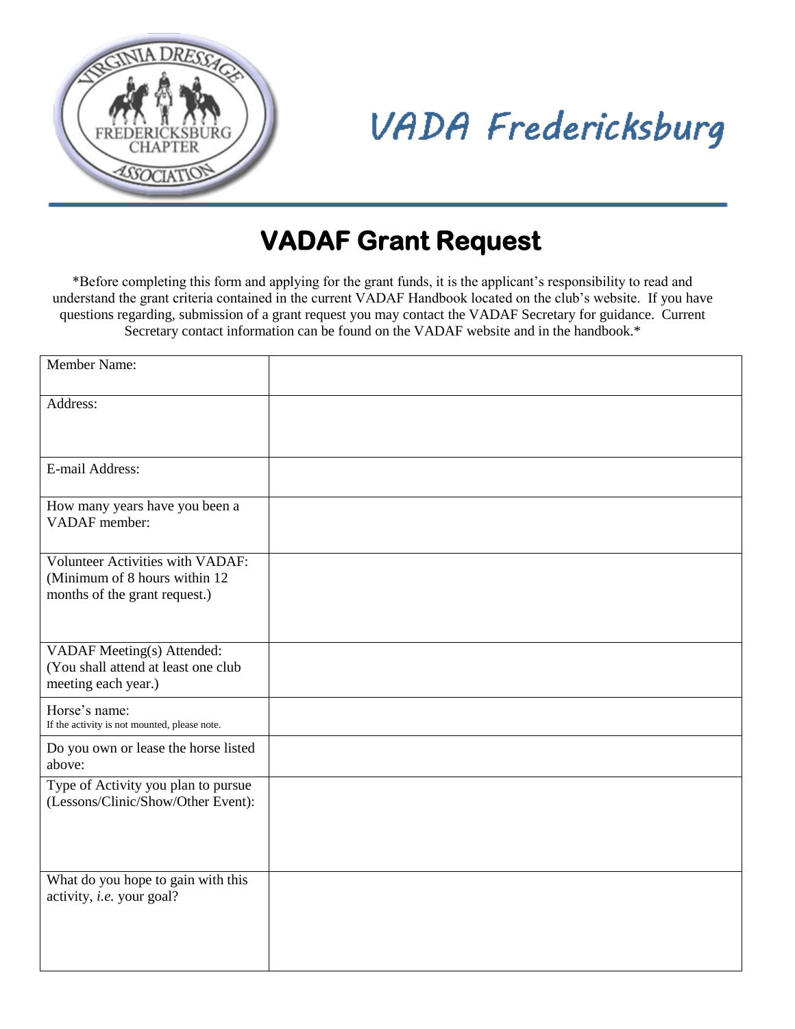VADA Fredericksburg

# VADAF Grant Request

*Before completing this form and applying for the grant funds, it is the applicant's responsibility to read and understand the grant criteria contained in the current VADAF Handbook located on the club's website. If you have questions regarding, submission of a grant request you may contact the VADAF Secretary for guidance. Current Secretary contact information can be found on the VADAF website and in the handbook.*

| | |
|---|---|
| Member Name: | |
| Address: | |
| E-mail Address: | |
| How many years have you been a VADAF member: | |
| Volunteer Activities with VADAF: (Minimum of 8 hours within 12 months of the grant request.) | |
| VADAF Meeting(s) Attended: (You shall attend at least one club meeting each year.) | |
| Horse's name: If the activity is not mounted, please note. | |
| Do you own or lease the horse listed above: | |
| Type of Activity you plan to pursue (Lessons/Clinic/Show/Other Event): | |
| What do you hope to gain with this activity, *i.e.* your goal? | |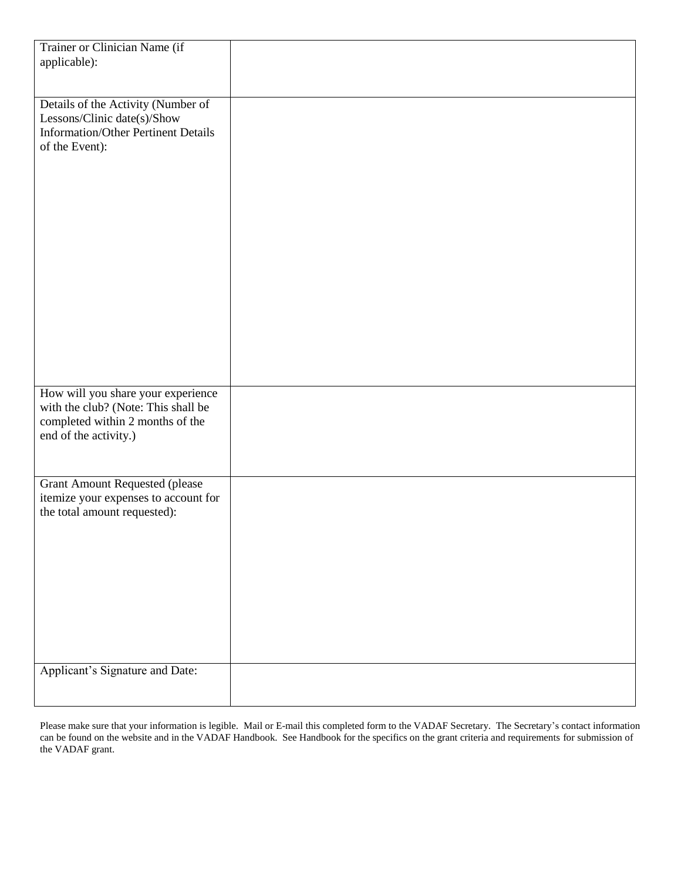| | |
|---|---|
| Trainer or Clinician Name (if applicable): | |
| Details of the Activity (Number of Lessons/Clinic date(s)/Show Information/Other Pertinent Details of the Event): | |
| How will you share your experience with the club? (Note: This shall be completed within 2 months of the end of the activity.) | |
| Grant Amount Requested (please itemize your expenses to account for the total amount requested): | |
| Applicant's Signature and Date: | |

Please make sure that your information is legible. Mail or E-mail this completed form to the VADAF Secretary. The Secretary's contact information can be found on the website and in the VADAF Handbook. See Handbook for the specifics on the grant criteria and requirements for submission of the VADAF grant.